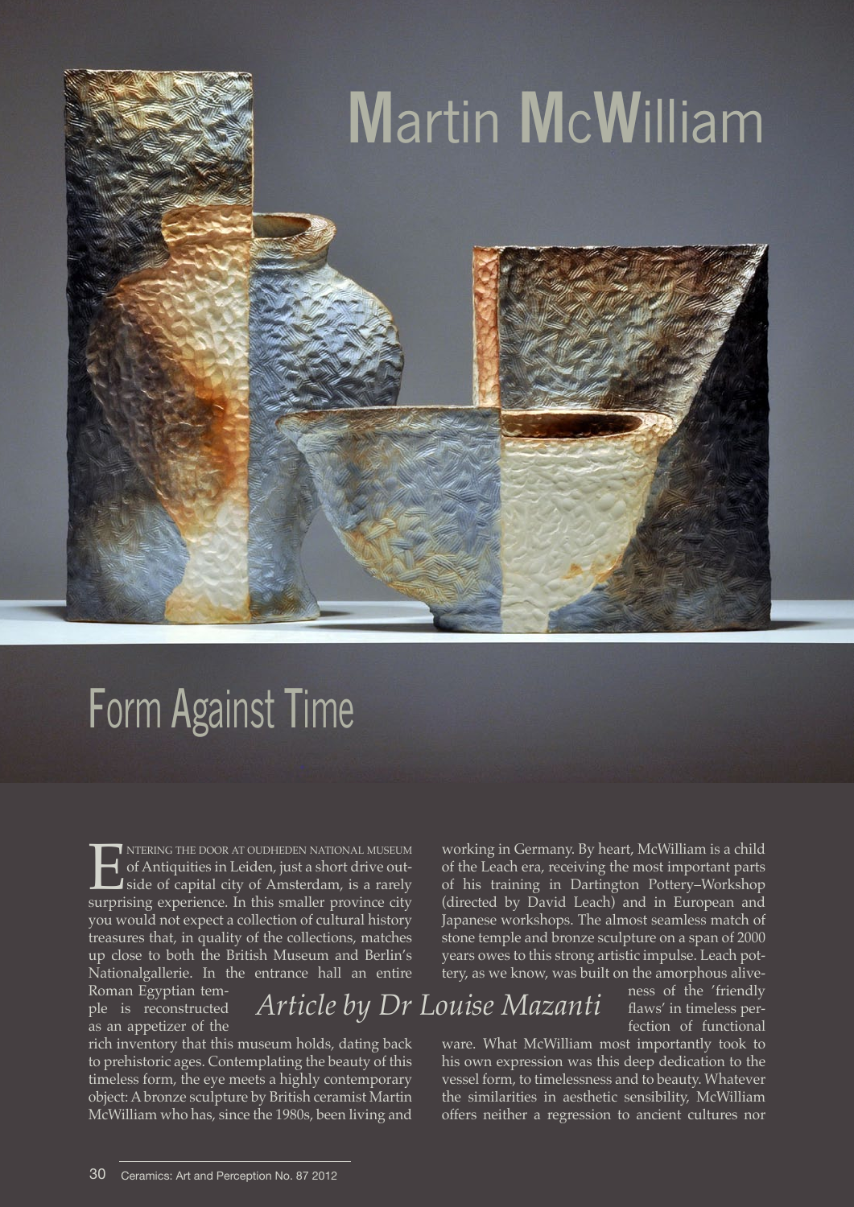# Martin McWilliam

## Form Against Time

*Article by Dr Louise Mazanti*

Entering the door at Oudheden National Museum of Antiquities in Leiden, just a short drive outside of capital city of Amsterdam, is a rarely surprising experience. In this smaller province city you would not expect a collection of cultural history treasures that, in quality of the collections, matches up close to both the British Museum and Berlin's Nationalgallerie. In the entrance hall an entire Roman Egyptian temple is reconstructed as an appetizer of the rich inventory that this museum holds, dating back to prehistoric ages. Contemplating the beauty of this timeless form, the eye meets a highly contemporary object: A bronze sculpture by British ceramist Martin McWilliam who has, since the 1980s, been living and working in Germany. By heart, McWilliam is a child of the Leach era, receiving the most important parts of his training in Dartington Pottery–Workshop (directed by David Leach) and in European and Japanese workshops. The almost seamless match of stone temple and bronze sculpture on a span of 2000 years owes to this strong artistic impulse. Leach pottery, as we know, was built on the amorphous aliveness of the 'friendly flaws' in timeless perfection of functional ware. What McWilliam most importantly took to his own expression was this deep dedication to the vessel form, to timelessness and to beauty. Whatever the similarities in aesthetic sensibility, McWilliam offers neither a regression to ancient cultures nor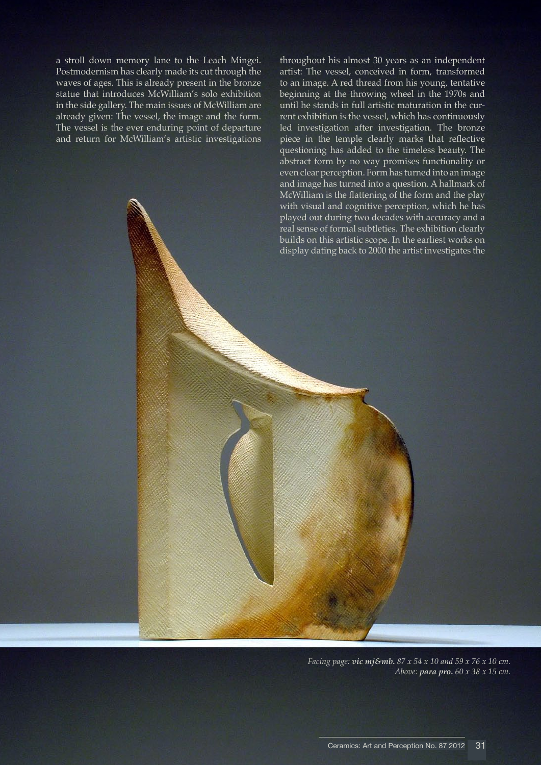a stroll down memory lane to the Leach Mingei. Postmodernism has clearly made its cut through the waves of ages. This is already present in the bronze statue that introduces McWilliam's solo exhibition in the side gallery. The main issues of McWilliam are already given: The vessel, the image and the form. The vessel is the ever enduring point of departure and return for McWilliam's artistic investigations throughout his almost 30 years as an independent artist: The vessel, conceived in form, transformed to an image. A red thread from his young, tentative beginning at the throwing wheel in the 1970s and until he stands in full artistic maturation in the current exhibition is the vessel, which has continuously led investigation after investigation. The bronze piece in the temple clearly marks that reflective questioning has added to the timeless beauty. The abstract form by no way promises functionality or even clear perception. Form has turned into an image and image has turned into a question. A hallmark of McWilliam is the flattening of the form and the play with visual and cognitive perception, which he has played out during two decades with accuracy and a real sense of formal subtleties. The exhibition clearly builds on this artistic scope. In the earliest works on display dating back to 2000 the artist investigates the

*Facing page:* ***vic mj&mb.*** *87 x 54 x 10 and 59 x 76 x 10 cm.*
*Above:* ***para pro.*** *60 x 38 x 15 cm.*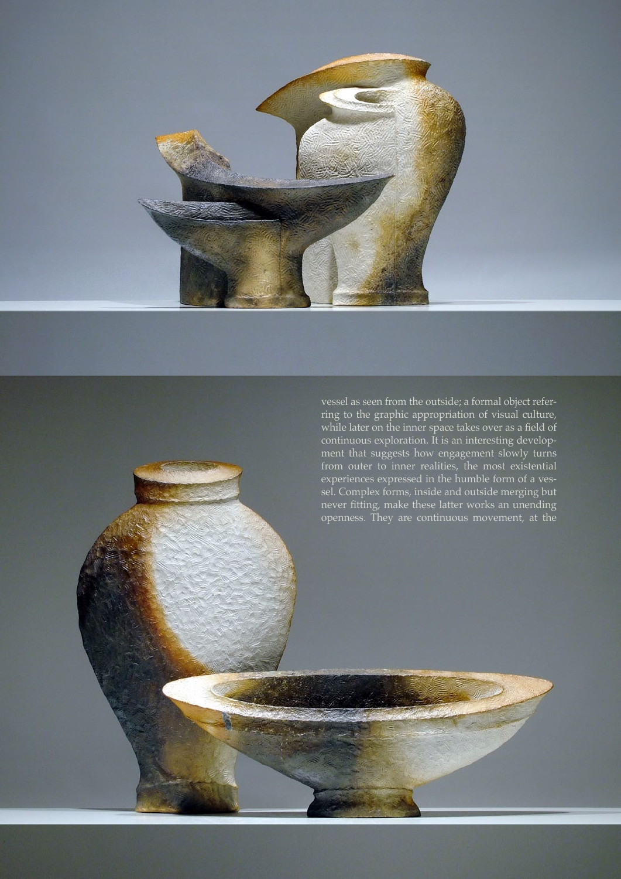vessel as seen from the outside; a formal object referring to the graphic appropriation of visual culture, while later on the inner space takes over as a field of continuous exploration. It is an interesting development that suggests how engagement slowly turns from outer to inner realities, the most existential experiences expressed in the humble form of a vessel. Complex forms, inside and outside merging but never fitting, make these latter works an unending openness. They are continuous movement, at the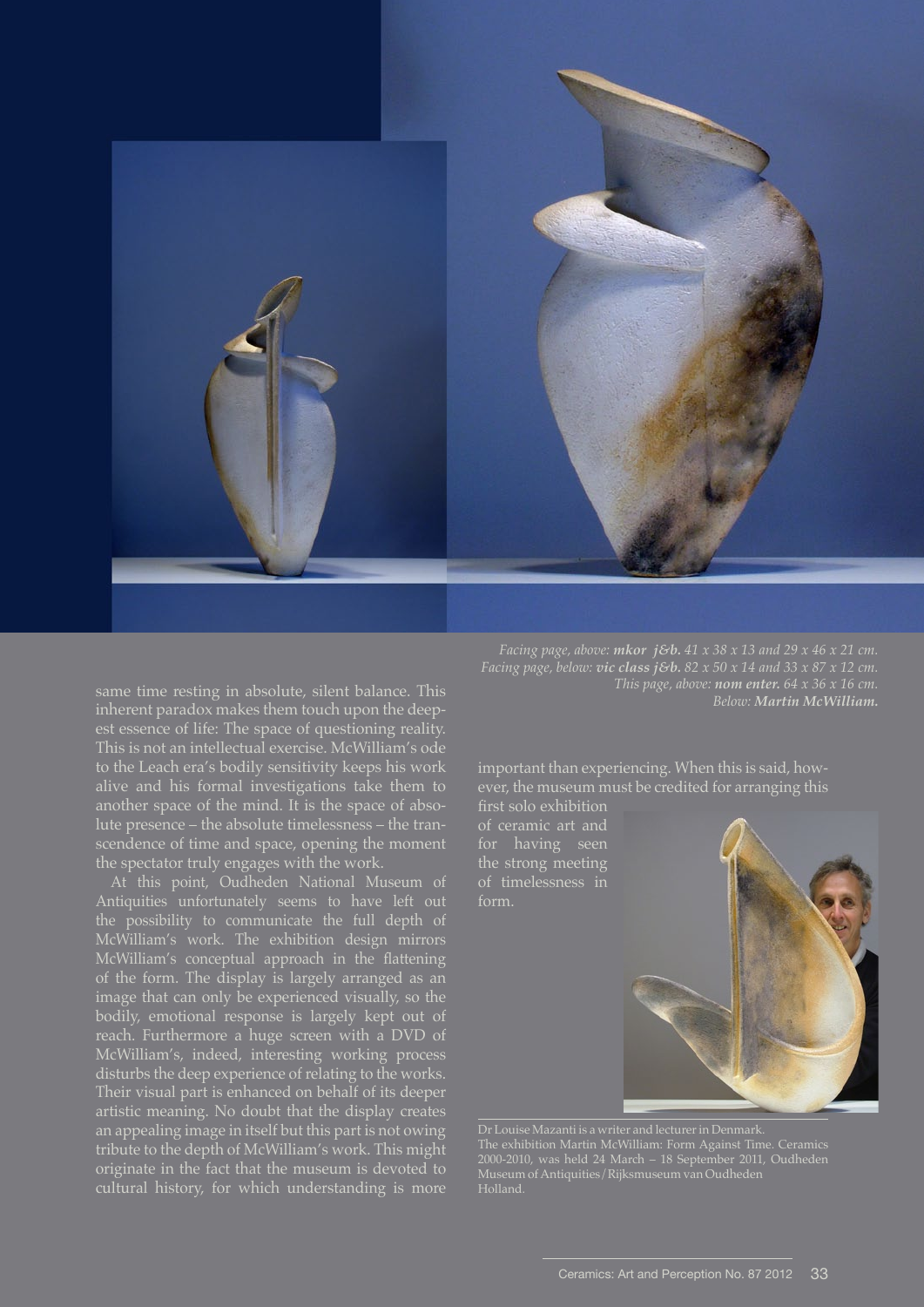*Facing page, above:* ***mkor j&b.*** *41 x 38 x 13 and 29 x 46 x 21 cm.*
*Facing page, below:* ***vic class j&b.*** *82 x 50 x 14 and 33 x 87 x 12 cm.*
*This page, above:* ***nom enter.*** *64 x 36 x 16 cm.*
*Below:* ***Martin McWilliam.***

same time resting in absolute, silent balance. This inherent paradox makes them touch upon the deepest essence of life: The space of questioning reality. This is not an intellectual exercise. McWilliam's ode to the Leach era's bodily sensitivity keeps his work alive and his formal investigations take them to another space of the mind. It is the space of absolute presence – the absolute timelessness – the transcendence of time and space, opening the moment the spectator truly engages with the work.

At this point, Oudheden National Museum of Antiquities unfortunately seems to have left out the possibility to communicate the full depth of McWilliam's work. The exhibition design mirrors McWilliam's conceptual approach in the flattening of the form. The display is largely arranged as an image that can only be experienced visually, so the bodily, emotional response is largely kept out of reach. Furthermore a huge screen with a DVD of McWilliam's, indeed, interesting working process disturbs the deep experience of relating to the works. Their visual part is enhanced on behalf of its deeper artistic meaning. No doubt that the display creates an appealing image in itself but this part is not owing tribute to the depth of McWilliam's work. This might originate in the fact that the museum is devoted to cultural history, for which understanding is more important than experiencing. When this is said, however, the museum must be credited for arranging this first solo exhibition of ceramic art and for having seen the strong meeting of timelessness in form.

Dr Louise Mazanti is a writer and lecturer in Denmark.
The exhibition Martin McWilliam: Form Against Time. Ceramics 2000-2010, was held 24 March – 18 September 2011, Oudheden Museum of Antiquities/Rijksmuseum van Oudheden Holland.